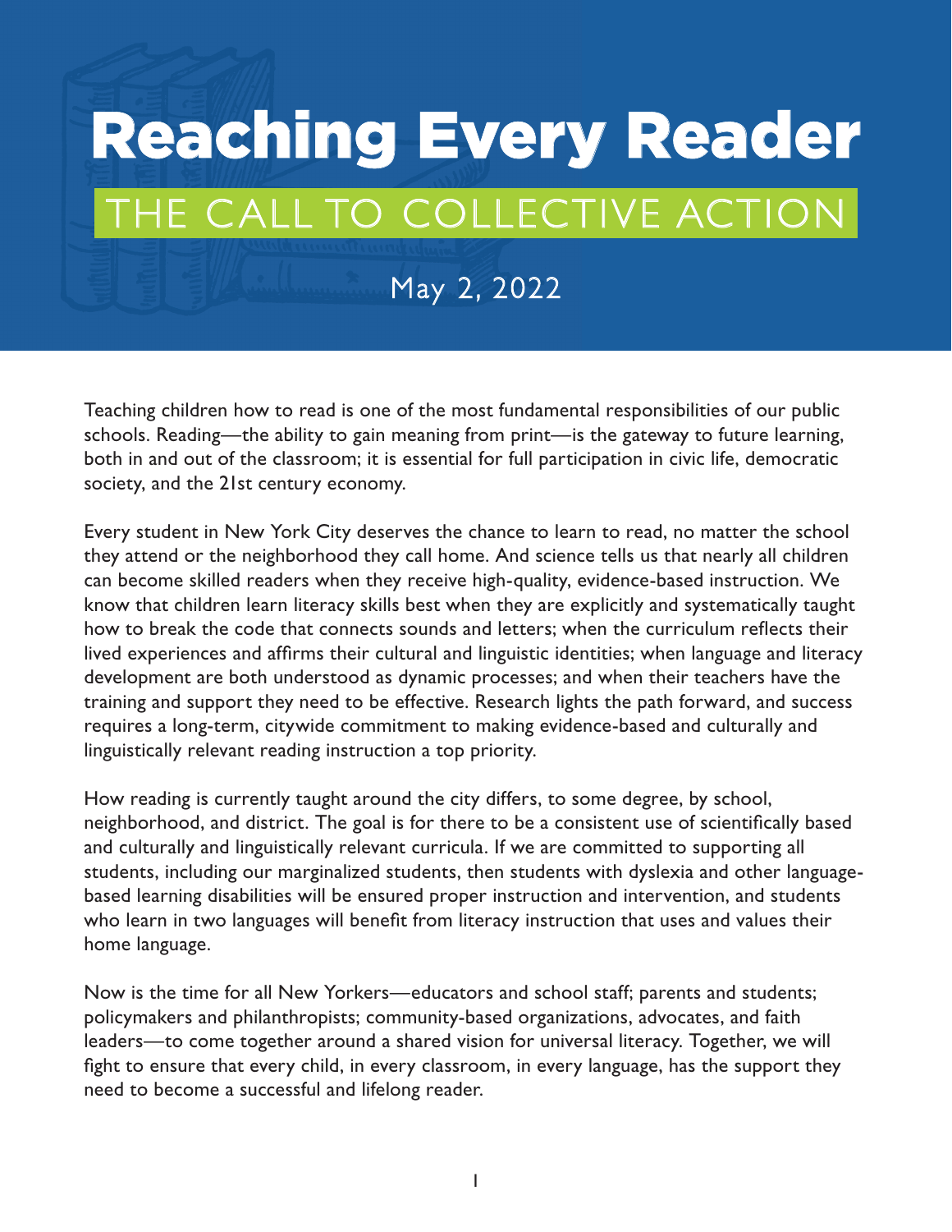# Reaching Every Reader

## THE CALL TO COLLECTIVE ACTION

May 2, 2022

Teaching children how to read is one of the most fundamental responsibilities of our public schools. Reading—the ability to gain meaning from print—is the gateway to future learning, both in and out of the classroom; it is essential for full participation in civic life, democratic society, and the 21st century economy.

Every student in New York City deserves the chance to learn to read, no matter the school they attend or the neighborhood they call home. And science tells us that nearly all children can become skilled readers when they receive high-quality, evidence-based instruction. We know that children learn literacy skills best when they are explicitly and systematically taught how to break the code that connects sounds and letters; when the curriculum reflects their lived experiences and affirms their cultural and linguistic identities; when language and literacy development are both understood as dynamic processes; and when their teachers have the training and support they need to be effective. Research lights the path forward, and success requires a long-term, citywide commitment to making evidence-based and culturally and linguistically relevant reading instruction a top priority.

How reading is currently taught around the city differs, to some degree, by school, neighborhood, and district. The goal is for there to be a consistent use of scientifically based and culturally and linguistically relevant curricula. If we are committed to supporting all students, including our marginalized students, then students with dyslexia and other language-based learning disabilities will be ensured proper instruction and intervention, and students who learn in two languages will benefit from literacy instruction that uses and values their home language.

Now is the time for all New Yorkers—educators and school staff; parents and students; policymakers and philanthropists; community-based organizations, advocates, and faith leaders—to come together around a shared vision for universal literacy. Together, we will fight to ensure that every child, in every classroom, in every language, has the support they need to become a successful and lifelong reader.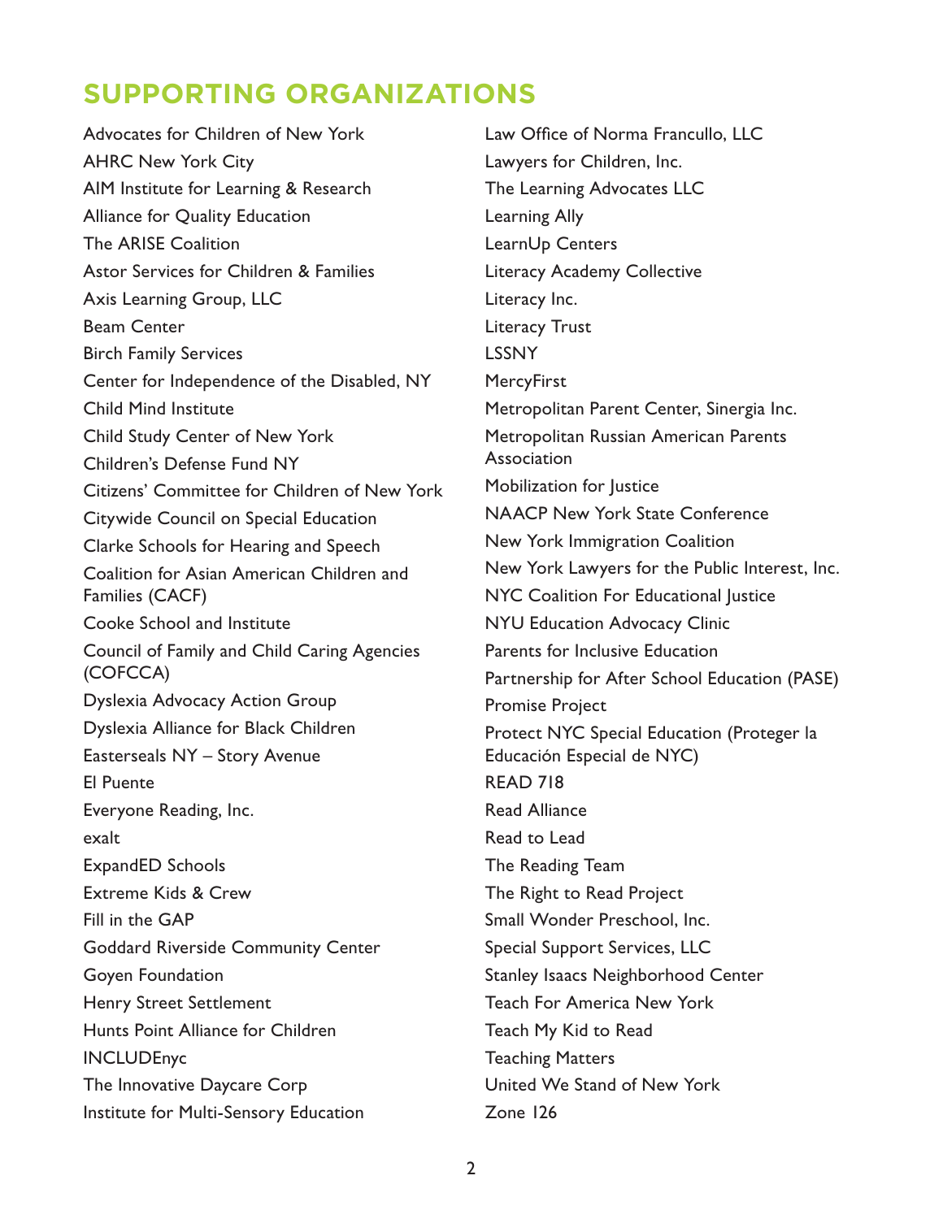## SUPPORTING ORGANIZATIONS

Advocates for Children of New York
AHRC New York City
AIM Institute for Learning & Research
Alliance for Quality Education
The ARISE Coalition
Astor Services for Children & Families
Axis Learning Group, LLC
Beam Center
Birch Family Services
Center for Independence of the Disabled, NY
Child Mind Institute
Child Study Center of New York
Children's Defense Fund NY
Citizens' Committee for Children of New York
Citywide Council on Special Education
Clarke Schools for Hearing and Speech
Coalition for Asian American Children and Families (CACF)
Cooke School and Institute
Council of Family and Child Caring Agencies (COFCCA)
Dyslexia Advocacy Action Group
Dyslexia Alliance for Black Children
Easterseals NY – Story Avenue
El Puente
Everyone Reading, Inc.
exalt
ExpandED Schools
Extreme Kids & Crew
Fill in the GAP
Goddard Riverside Community Center
Goyen Foundation
Henry Street Settlement
Hunts Point Alliance for Children
INCLUDEnyc
The Innovative Daycare Corp
Institute for Multi-Sensory Education
Law Office of Norma Francullo, LLC
Lawyers for Children, Inc.
The Learning Advocates LLC
Learning Ally
LearnUp Centers
Literacy Academy Collective
Literacy Inc.
Literacy Trust
LSSNY
MercyFirst
Metropolitan Parent Center, Sinergia Inc.
Metropolitan Russian American Parents Association
Mobilization for Justice
NAACP New York State Conference
New York Immigration Coalition
New York Lawyers for the Public Interest, Inc.
NYC Coalition For Educational Justice
NYU Education Advocacy Clinic
Parents for Inclusive Education
Partnership for After School Education (PASE)
Promise Project
Protect NYC Special Education (Proteger la Educación Especial de NYC)
READ 718
Read Alliance
Read to Lead
The Reading Team
The Right to Read Project
Small Wonder Preschool, Inc.
Special Support Services, LLC
Stanley Isaacs Neighborhood Center
Teach For America New York
Teach My Kid to Read
Teaching Matters
United We Stand of New York
Zone 126